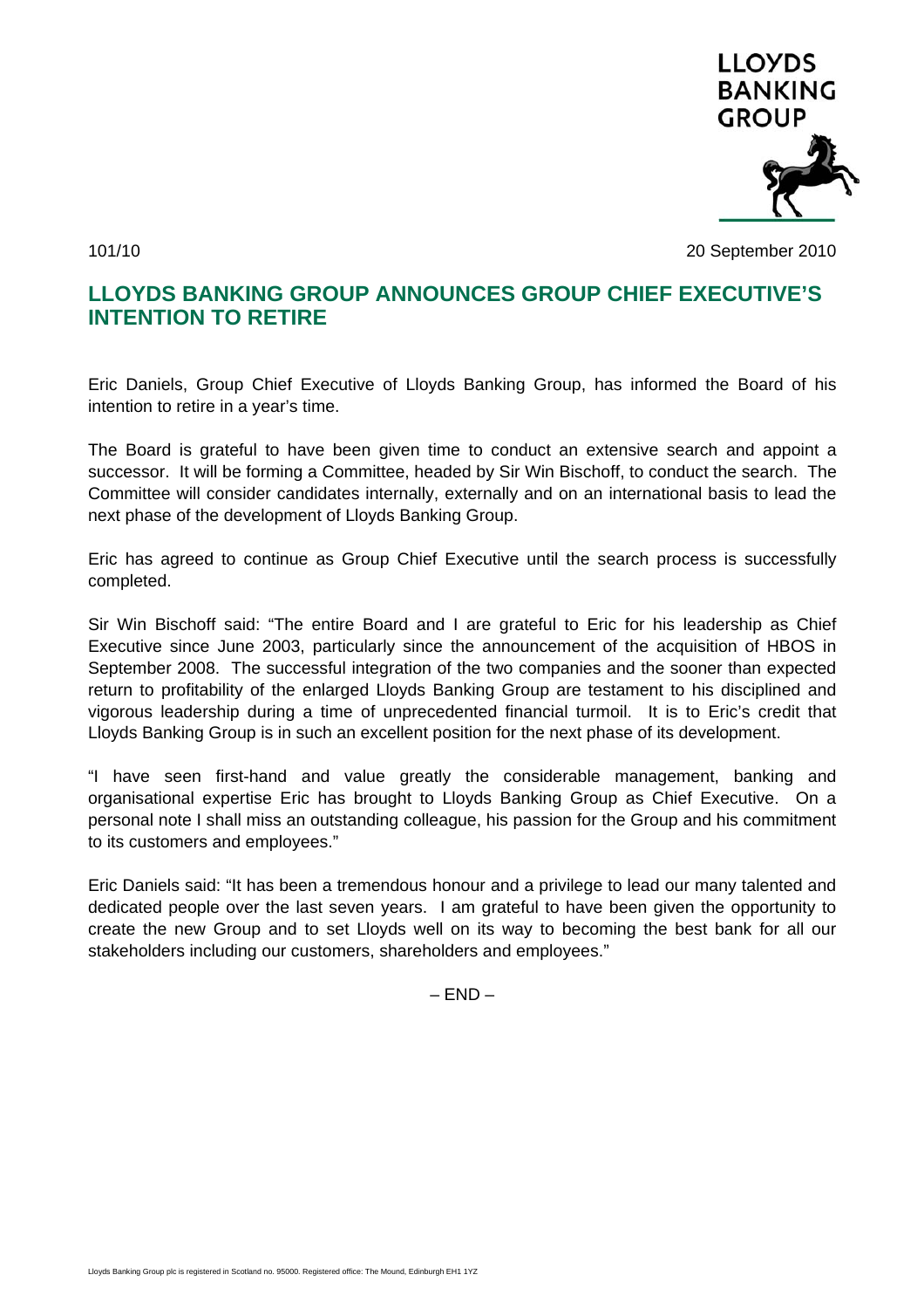101/10

20 September 2010

# LLOYDS BANKING GROUP ANNOUNCES GROUP CHIEF EXECUTIVE'S INTENTION TO RETIRE

Eric Daniels, Group Chief Executive of Lloyds Banking Group, has informed the Board of his intention to retire in a year's time.

The Board is grateful to have been given time to conduct an extensive search and appoint a successor. It will be forming a Committee, headed by Sir Win Bischoff, to conduct the search. The Committee will consider candidates internally, externally and on an international basis to lead the next phase of the development of Lloyds Banking Group.

Eric has agreed to continue as Group Chief Executive until the search process is successfully completed.

Sir Win Bischoff said: "The entire Board and I are grateful to Eric for his leadership as Chief Executive since June 2003, particularly since the announcement of the acquisition of HBOS in September 2008. The successful integration of the two companies and the sooner than expected return to profitability of the enlarged Lloyds Banking Group are testament to his disciplined and vigorous leadership during a time of unprecedented financial turmoil. It is to Eric's credit that Lloyds Banking Group is in such an excellent position for the next phase of its development.

"I have seen first-hand and value greatly the considerable management, banking and organisational expertise Eric has brought to Lloyds Banking Group as Chief Executive. On a personal note I shall miss an outstanding colleague, his passion for the Group and his commitment to its customers and employees."

Eric Daniels said: "It has been a tremendous honour and a privilege to lead our many talented and dedicated people over the last seven years. I am grateful to have been given the opportunity to create the new Group and to set Lloyds well on its way to becoming the best bank for all our stakeholders including our customers, shareholders and employees."

– END –

Lloyds Banking Group plc is registered in Scotland no. 95000. Registered office: The Mound, Edinburgh EH1 1YZ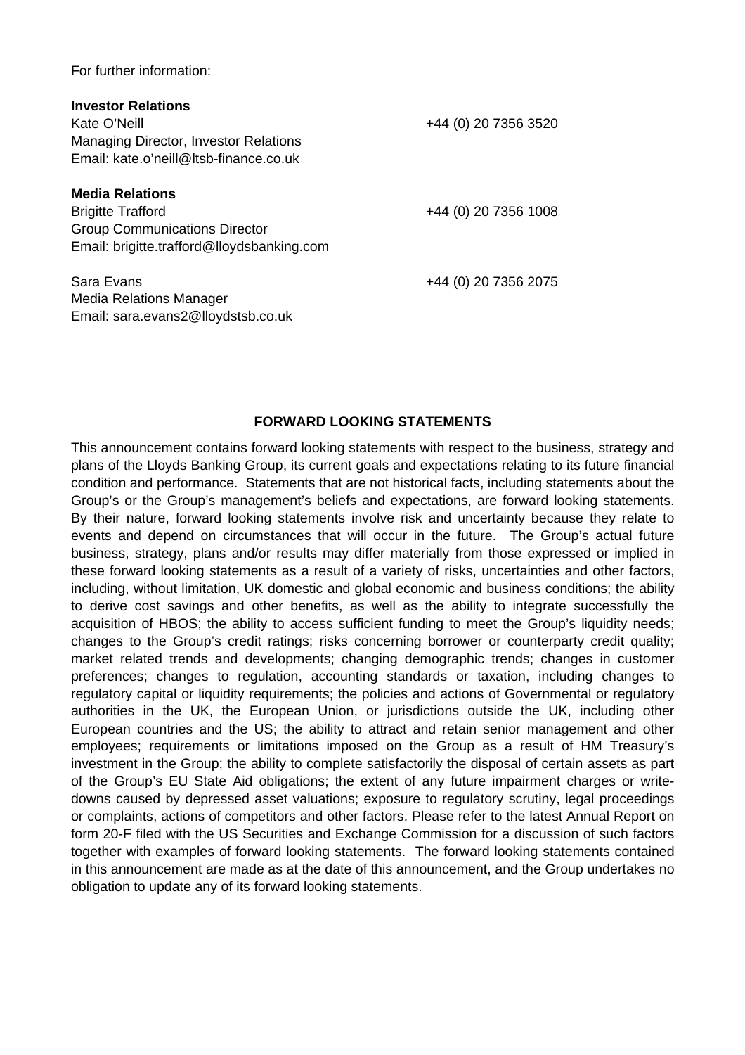For further information:

**Investor Relations**
Kate O'Neill +44 (0) 20 7356 3520
Managing Director, Investor Relations
Email: kate.o'neill@ltsb-finance.co.uk

**Media Relations**
Brigitte Trafford +44 (0) 20 7356 1008
Group Communications Director
Email: brigitte.trafford@lloydsbanking.com

Sara Evans +44 (0) 20 7356 2075
Media Relations Manager
Email: sara.evans2@lloydstsb.co.uk

## FORWARD LOOKING STATEMENTS

This announcement contains forward looking statements with respect to the business, strategy and plans of the Lloyds Banking Group, its current goals and expectations relating to its future financial condition and performance. Statements that are not historical facts, including statements about the Group's or the Group's management's beliefs and expectations, are forward looking statements. By their nature, forward looking statements involve risk and uncertainty because they relate to events and depend on circumstances that will occur in the future. The Group's actual future business, strategy, plans and/or results may differ materially from those expressed or implied in these forward looking statements as a result of a variety of risks, uncertainties and other factors, including, without limitation, UK domestic and global economic and business conditions; the ability to derive cost savings and other benefits, as well as the ability to integrate successfully the acquisition of HBOS; the ability to access sufficient funding to meet the Group's liquidity needs; changes to the Group's credit ratings; risks concerning borrower or counterparty credit quality; market related trends and developments; changing demographic trends; changes in customer preferences; changes to regulation, accounting standards or taxation, including changes to regulatory capital or liquidity requirements; the policies and actions of Governmental or regulatory authorities in the UK, the European Union, or jurisdictions outside the UK, including other European countries and the US; the ability to attract and retain senior management and other employees; requirements or limitations imposed on the Group as a result of HM Treasury's investment in the Group; the ability to complete satisfactorily the disposal of certain assets as part of the Group's EU State Aid obligations; the extent of any future impairment charges or write-downs caused by depressed asset valuations; exposure to regulatory scrutiny, legal proceedings or complaints, actions of competitors and other factors. Please refer to the latest Annual Report on form 20-F filed with the US Securities and Exchange Commission for a discussion of such factors together with examples of forward looking statements. The forward looking statements contained in this announcement are made as at the date of this announcement, and the Group undertakes no obligation to update any of its forward looking statements.